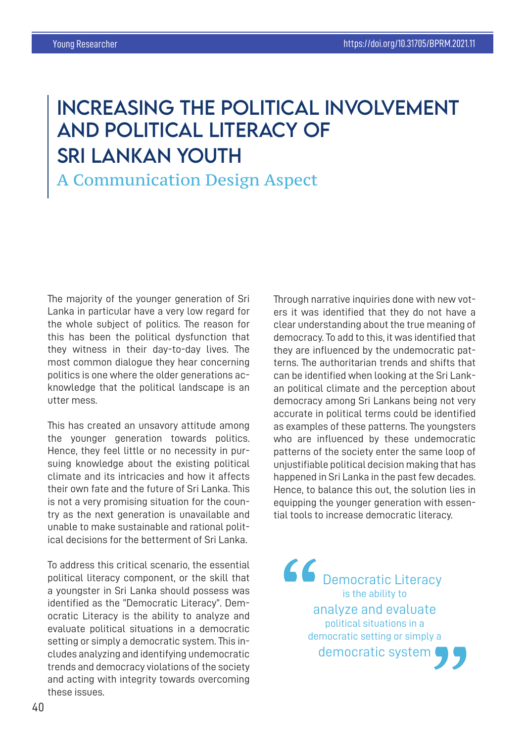# INCREASING THE POLITICAL INVOLVEMENT AND POLITICAL LITERACY OF SRI LANKAN YOUTH

## A Communication Design Aspect

The majority of the younger generation of Sri Lanka in particular have a very low regard for the whole subject of politics. The reason for this has been the political dysfunction that they witness in their day-to-day lives. The most common dialogue they hear concerning politics is one where the older generations acknowledge that the political landscape is an utter mess.

This has created an unsavory attitude among the younger generation towards politics. Hence, they feel little or no necessity in pursuing knowledge about the existing political climate and its intricacies and how it affects their own fate and the future of Sri Lanka. This is not a very promising situation for the country as the next generation is unavailable and unable to make sustainable and rational political decisions for the betterment of Sri Lanka.

To address this critical scenario, the essential political literacy component, or the skill that a youngster in Sri Lanka should possess was identified as the "Democratic Literacy". Democratic Literacy is the ability to analyze and evaluate political situations in a democratic setting or simply a democratic system. This includes analyzing and identifying undemocratic trends and democracy violations of the society and acting with integrity towards overcoming these issues.

Through narrative inquiries done with new voters it was identified that they do not have a clear understanding about the true meaning of democracy. To add to this, it was identified that they are influenced by the undemocratic patterns. The authoritarian trends and shifts that can be identified when looking at the Sri Lankan political climate and the perception about democracy among Sri Lankans being not very accurate in political terms could be identified as examples of these patterns. The youngsters who are influenced by these undemocratic patterns of the society enter the same loop of unjustifiable political decision making that has happened in Sri Lanka in the past few decades. Hence, to balance this out, the solution lies in equipping the younger generation with essential tools to increase democratic literacy.

> "Democratic Literacy is the ability to analyze and evaluate political situations in a democratic setting or simply a democratic system"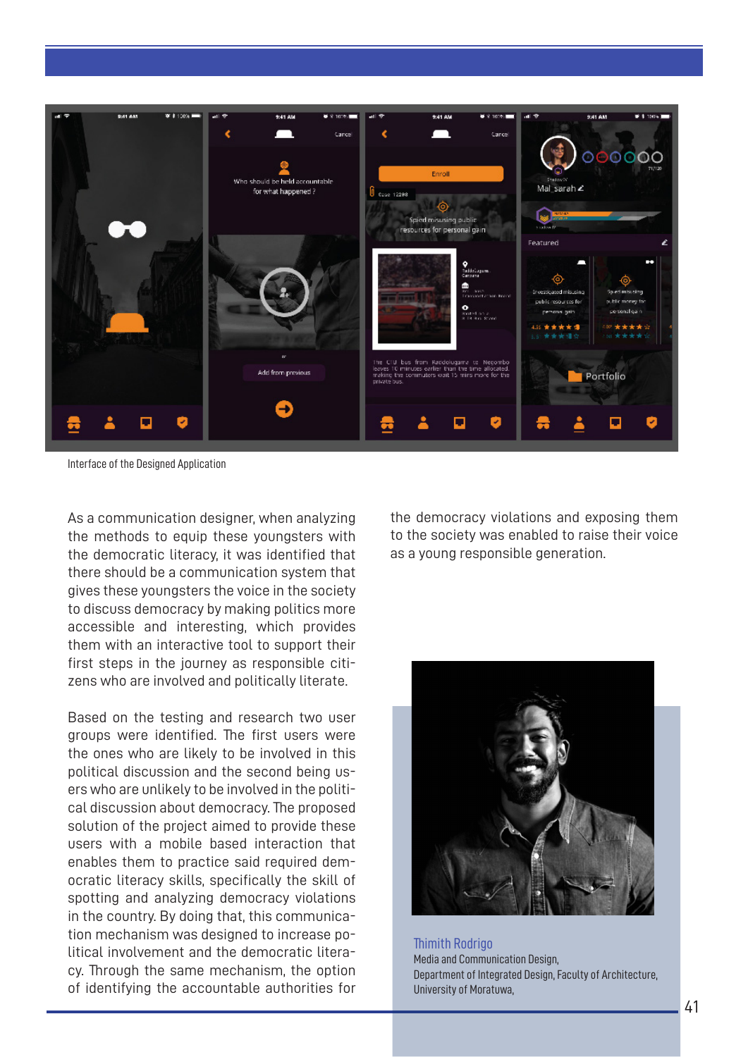Interface of the Designed Application

As a communication designer, when analyzing the methods to equip these youngsters with the democratic literacy, it was identified that there should be a communication system that gives these youngsters the voice in the society to discuss democracy by making politics more accessible and interesting, which provides them with an interactive tool to support their first steps in the journey as responsible citizens who are involved and politically literate.

Based on the testing and research two user groups were identified. The first users were the ones who are likely to be involved in this political discussion and the second being users who are unlikely to be involved in the political discussion about democracy. The proposed solution of the project aimed to provide these users with a mobile based interaction that enables them to practice said required democratic literacy skills, specifically the skill of spotting and analyzing democracy violations in the country. By doing that, this communication mechanism was designed to increase political involvement and the democratic literacy. Through the same mechanism, the option of identifying the accountable authorities for the democracy violations and exposing them to the society was enabled to raise their voice as a young responsible generation.

Thimith Rodrigo
Media and Communication Design,
Department of Integrated Design, Faculty of Architecture,
University of Moratuwa,